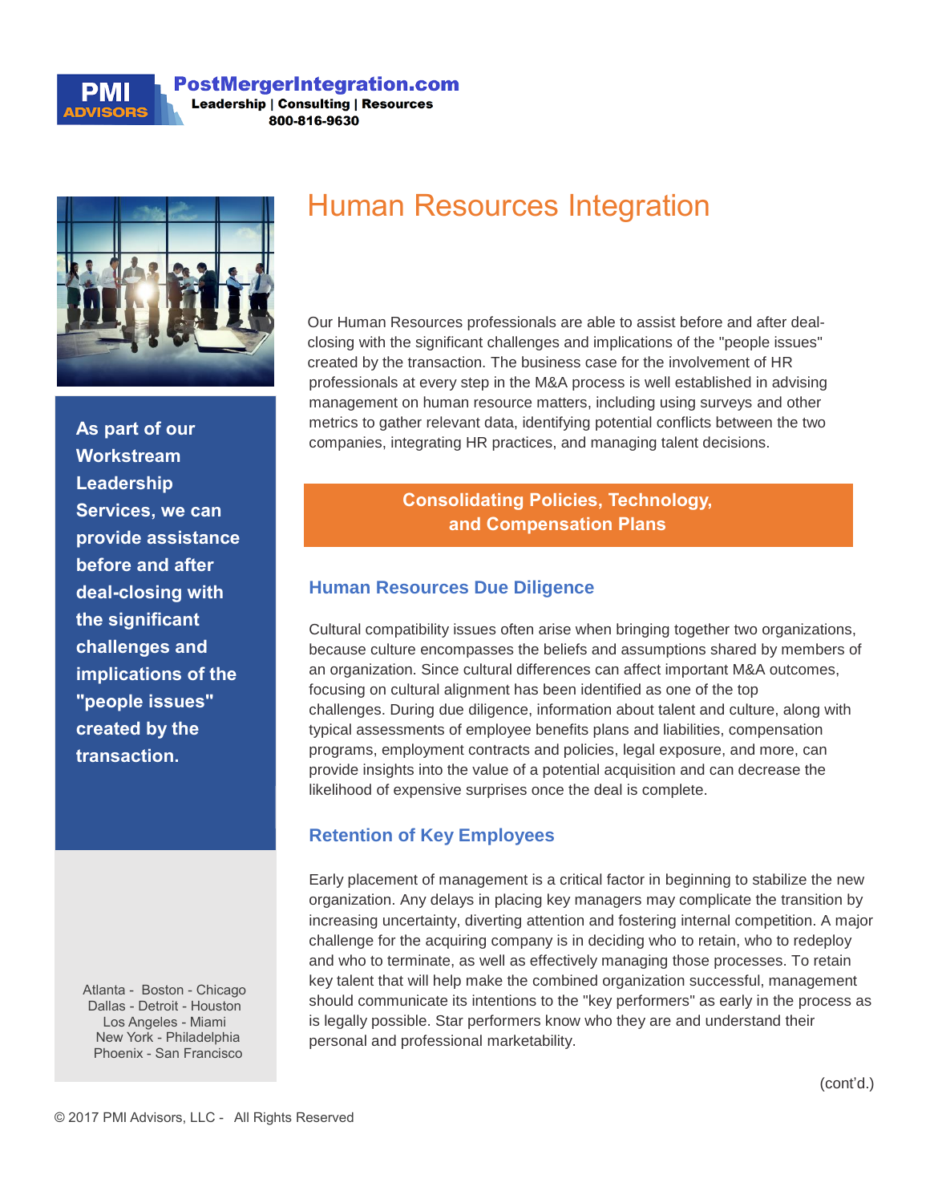**PMI ADVISORS**

**PostMergerIntegration.com**
**Leadership | Consulting | Resources**
**800-816-9630**

# Human Resources Integration

Our Human Resources professionals are able to assist before and after deal-closing with the significant challenges and implications of the "people issues" created by the transaction. The business case for the involvement of HR professionals at every step in the M&A process is well established in advising management on human resource matters, including using surveys and other metrics to gather relevant data, identifying potential conflicts between the two companies, integrating HR practices, and managing talent decisions.

**As part of our Workstream Leadership Services, we can provide assistance before and after deal-closing with the significant challenges and implications of the "people issues" created by the transaction.**

## Consolidating Policies, Technology, and Compensation Plans

### Human Resources Due Diligence

Cultural compatibility issues often arise when bringing together two organizations, because culture encompasses the beliefs and assumptions shared by members of an organization. Since cultural differences can affect important M&A outcomes, focusing on cultural alignment has been identified as one of the top challenges. During due diligence, information about talent and culture, along with typical assessments of employee benefits plans and liabilities, compensation programs, employment contracts and policies, legal exposure, and more, can provide insights into the value of a potential acquisition and can decrease the likelihood of expensive surprises once the deal is complete.

### Retention of Key Employees

Early placement of management is a critical factor in beginning to stabilize the new organization. Any delays in placing key managers may complicate the transition by increasing uncertainty, diverting attention and fostering internal competition. A major challenge for the acquiring company is in deciding who to retain, who to redeploy and who to terminate, as well as effectively managing those processes. To retain key talent that will help make the combined organization successful, management should communicate its intentions to the "key performers" as early in the process as is legally possible. Star performers know who they are and understand their personal and professional marketability.

(cont'd.)

Atlanta - Boston - Chicago
Dallas - Detroit - Houston
Los Angeles - Miami
New York - Philadelphia
Phoenix - San Francisco

© 2017 PMI Advisors, LLC - All Rights Reserved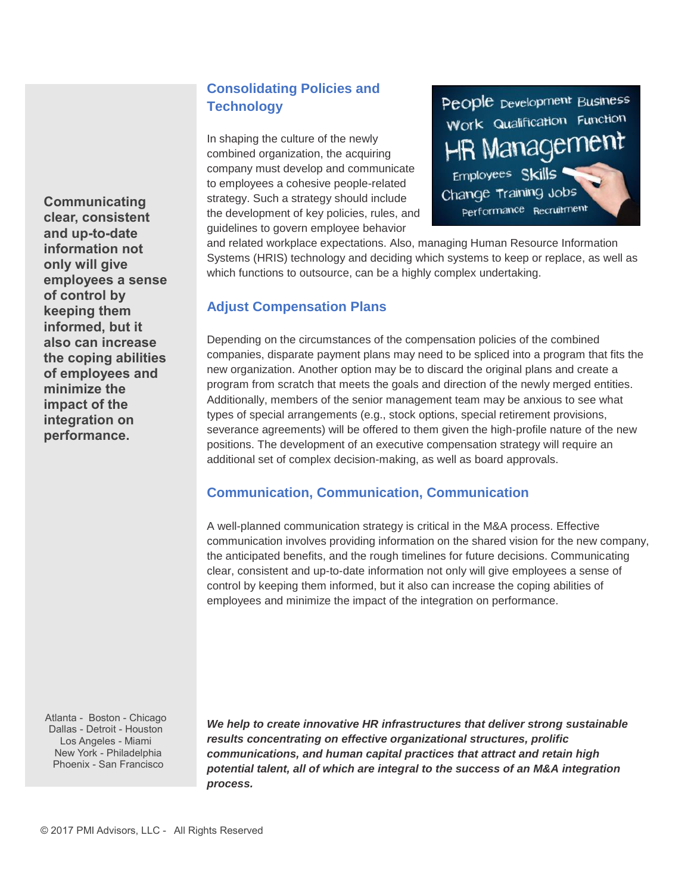## Consolidating Policies and Technology

In shaping the culture of the newly combined organization, the acquiring company must develop and communicate to employees a cohesive people-related strategy. Such a strategy should include the development of key policies, rules, and guidelines to govern employee behavior and related workplace expectations. Also, managing Human Resource Information Systems (HRIS) technology and deciding which systems to keep or replace, as well as which functions to outsource, can be a highly complex undertaking.

## Adjust Compensation Plans

Depending on the circumstances of the compensation policies of the combined companies, disparate payment plans may need to be spliced into a program that fits the new organization. Another option may be to discard the original plans and create a program from scratch that meets the goals and direction of the newly merged entities. Additionally, members of the senior management team may be anxious to see what types of special arrangements (e.g., stock options, special retirement provisions, severance agreements) will be offered to them given the high-profile nature of the new positions. The development of an executive compensation strategy will require an additional set of complex decision-making, as well as board approvals.

## Communication, Communication, Communication

A well-planned communication strategy is critical in the M&A process. Effective communication involves providing information on the shared vision for the new company, the anticipated benefits, and the rough timelines for future decisions. Communicating clear, consistent and up-to-date information not only will give employees a sense of control by keeping them informed, but it also can increase the coping abilities of employees and minimize the impact of the integration on performance.

**Communicating clear, consistent and up-to-date information not only will give employees a sense of control by keeping them informed, but it also can increase the coping abilities of employees and minimize the impact of the integration on performance.**

***We help to create innovative HR infrastructures that deliver strong sustainable results concentrating on effective organizational structures, prolific communications, and human capital practices that attract and retain high potential talent, all of which are integral to the success of an M&A integration process.***

Atlanta - Boston - Chicago
Dallas - Detroit - Houston
Los Angeles - Miami
New York - Philadelphia
Phoenix - San Francisco

© 2017 PMI Advisors, LLC - All Rights Reserved